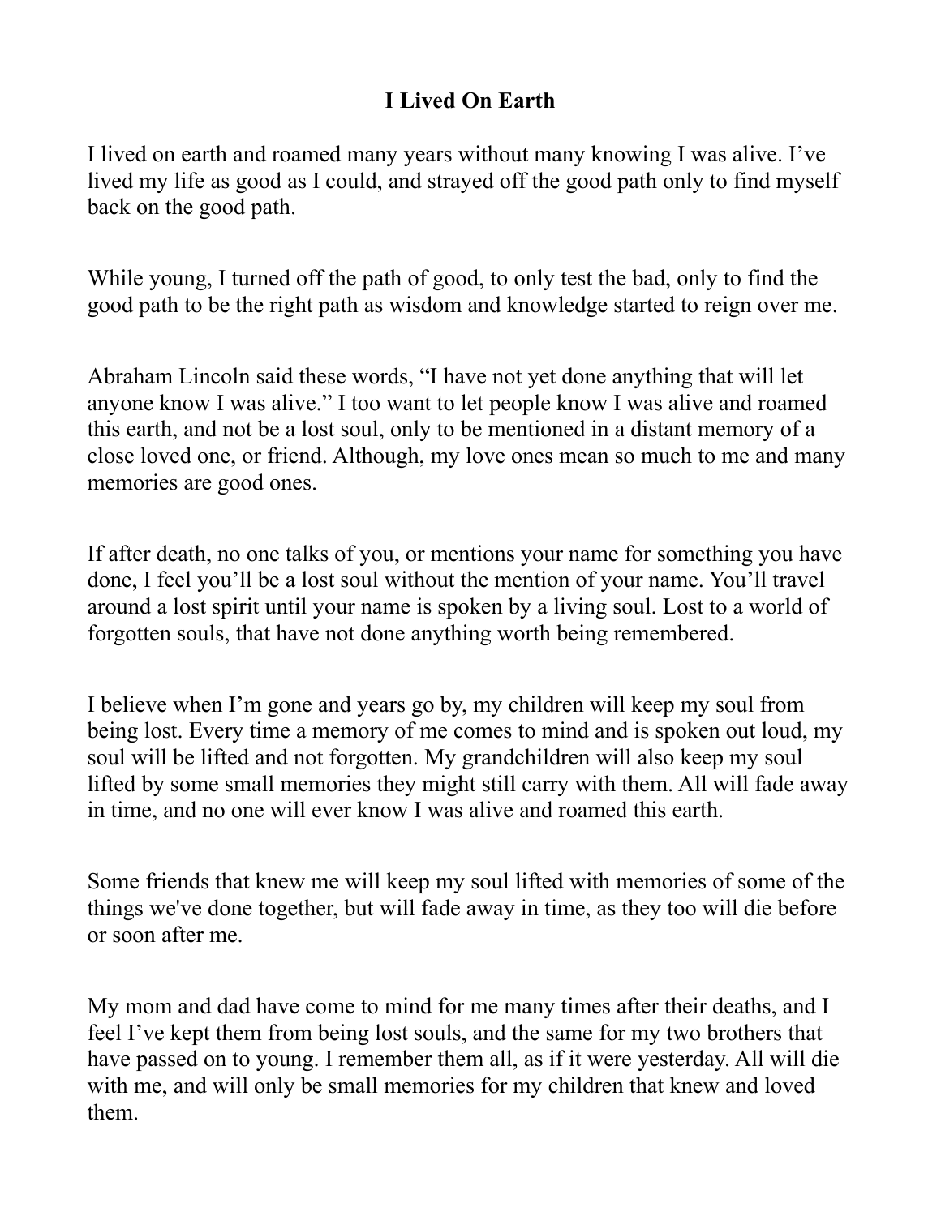# I Lived On Earth

I lived on earth and roamed many years without many knowing I was alive. I've lived my life as good as I could, and strayed off the good path only to find myself back on the good path.

While young, I turned off the path of good, to only test the bad, only to find the good path to be the right path as wisdom and knowledge started to reign over me.

Abraham Lincoln said these words, "I have not yet done anything that will let anyone know I was alive." I too want to let people know I was alive and roamed this earth, and not be a lost soul, only to be mentioned in a distant memory of a close loved one, or friend. Although, my love ones mean so much to me and many memories are good ones.

If after death, no one talks of you, or mentions your name for something you have done, I feel you'll be a lost soul without the mention of your name. You'll travel around a lost spirit until your name is spoken by a living soul. Lost to a world of forgotten souls, that have not done anything worth being remembered.

I believe when I'm gone and years go by, my children will keep my soul from being lost. Every time a memory of me comes to mind and is spoken out loud, my soul will be lifted and not forgotten. My grandchildren will also keep my soul lifted by some small memories they might still carry with them. All will fade away in time, and no one will ever know I was alive and roamed this earth.

Some friends that knew me will keep my soul lifted with memories of some of the things we've done together, but will fade away in time, as they too will die before or soon after me.

My mom and dad have come to mind for me many times after their deaths, and I feel I've kept them from being lost souls, and the same for my two brothers that have passed on to young. I remember them all, as if it were yesterday. All will die with me, and will only be small memories for my children that knew and loved them.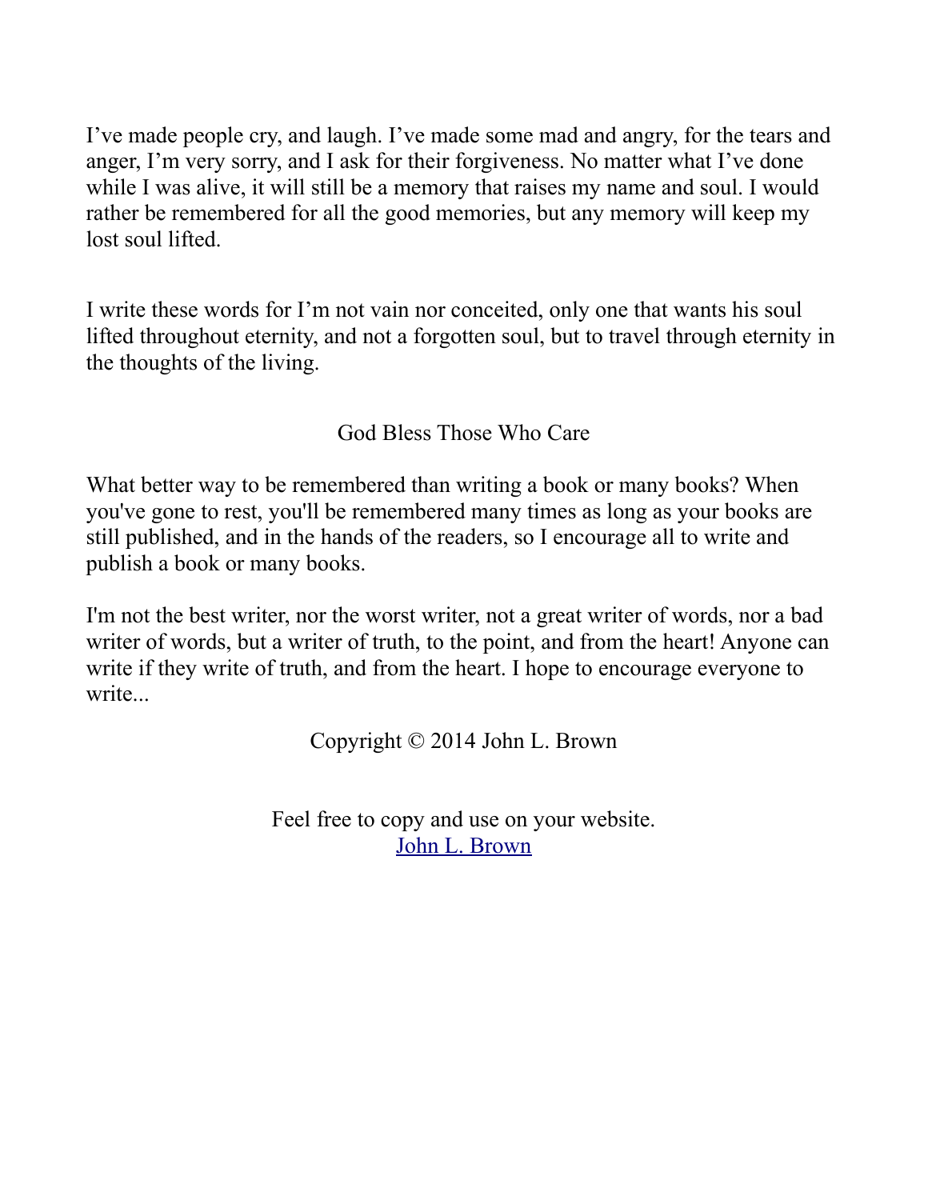I’ve made people cry, and laugh. I’ve made some mad and angry, for the tears and anger, I’m very sorry, and I ask for their forgiveness. No matter what I’ve done while I was alive, it will still be a memory that raises my name and soul. I would rather be remembered for all the good memories, but any memory will keep my lost soul lifted.

I write these words for I’m not vain nor conceited, only one that wants his soul lifted throughout eternity, and not a forgotten soul, but to travel through eternity in the thoughts of the living.

God Bless Those Who Care

What better way to be remembered than writing a book or many books? When you've gone to rest, you'll be remembered many times as long as your books are still published, and in the hands of the readers, so I encourage all to write and publish a book or many books.

I'm not the best writer, nor the worst writer, not a great writer of words, nor a bad writer of words, but a writer of truth, to the point, and from the heart! Anyone can write if they write of truth, and from the heart. I hope to encourage everyone to write...

Copyright © 2014 John L. Brown

Feel free to copy and use on your website.
John L. Brown